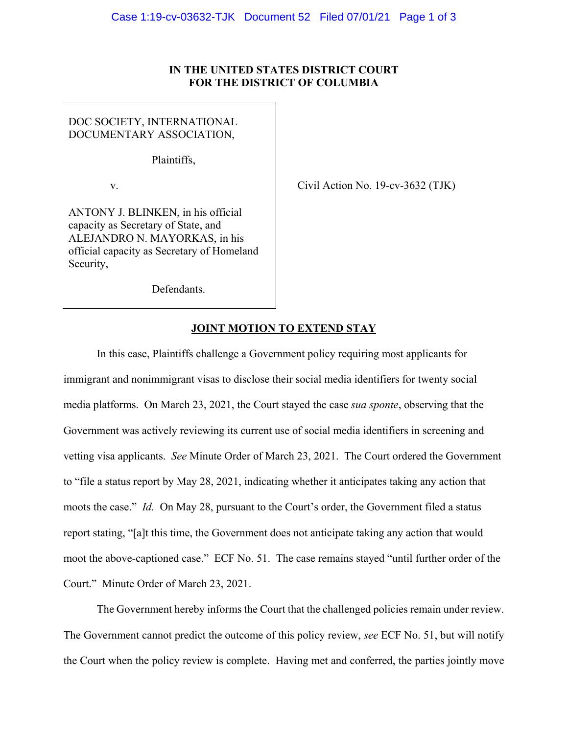**IN THE UNITED STATES DISTRICT COURT**
**FOR THE DISTRICT OF COLUMBIA**

DOC SOCIETY, INTERNATIONAL DOCUMENTARY ASSOCIATION,

Plaintiffs,

v.

ANTONY J. BLINKEN, in his official capacity as Secretary of State, and ALEJANDRO N. MAYORKAS, in his official capacity as Secretary of Homeland Security,

Defendants.

Civil Action No. 19-cv-3632 (TJK)

**JOINT MOTION TO EXTEND STAY**

In this case, Plaintiffs challenge a Government policy requiring most applicants for immigrant and nonimmigrant visas to disclose their social media identifiers for twenty social media platforms. On March 23, 2021, the Court stayed the case *sua sponte*, observing that the Government was actively reviewing its current use of social media identifiers in screening and vetting visa applicants. *See* Minute Order of March 23, 2021. The Court ordered the Government to "file a status report by May 28, 2021, indicating whether it anticipates taking any action that moots the case." *Id.* On May 28, pursuant to the Court's order, the Government filed a status report stating, "[a]t this time, the Government does not anticipate taking any action that would moot the above-captioned case." ECF No. 51. The case remains stayed "until further order of the Court." Minute Order of March 23, 2021.

The Government hereby informs the Court that the challenged policies remain under review. The Government cannot predict the outcome of this policy review, *see* ECF No. 51, but will notify the Court when the policy review is complete. Having met and conferred, the parties jointly move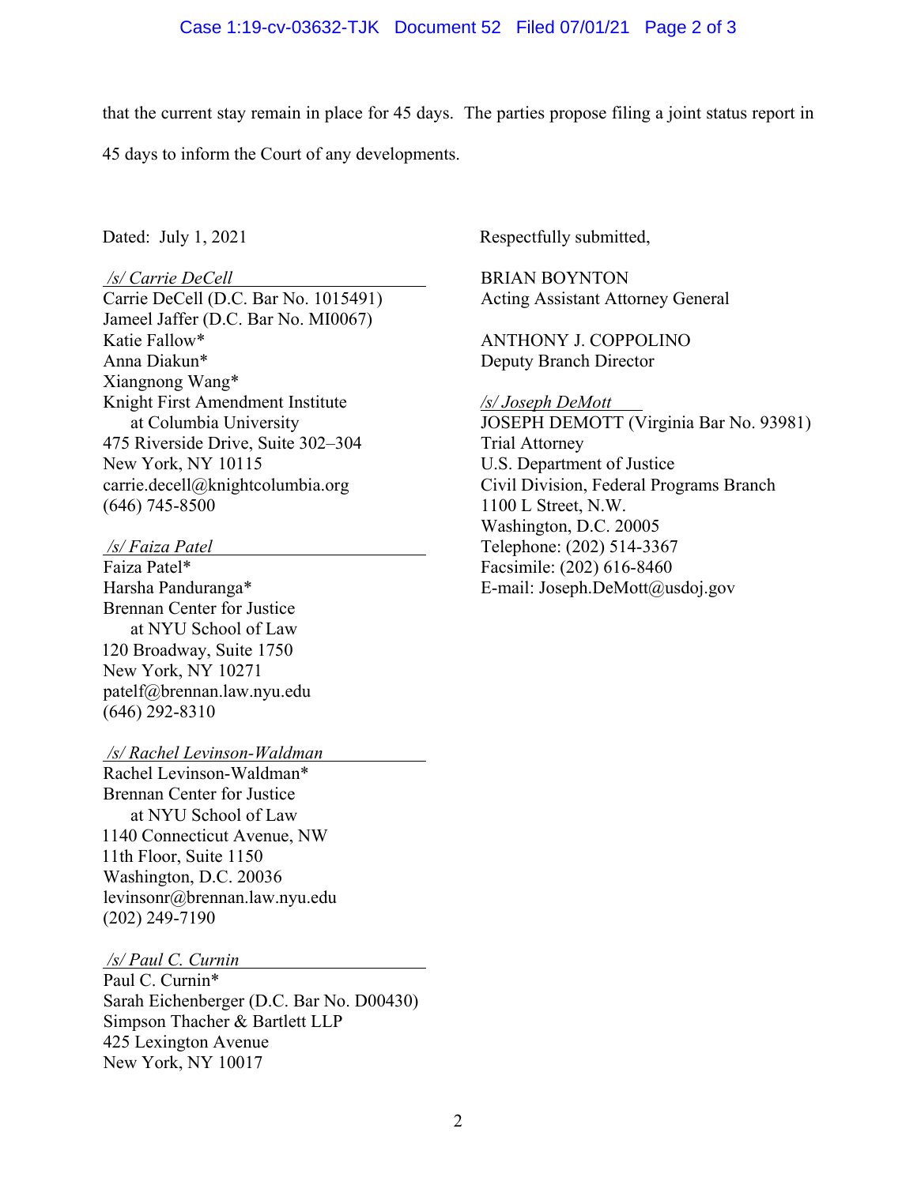that the current stay remain in place for 45 days. The parties propose filing a joint status report in 45 days to inform the Court of any developments.

Dated: July 1, 2021

*/s/ Carrie DeCell*
Carrie DeCell (D.C. Bar No. 1015491)
Jameel Jaffer (D.C. Bar No. MI0067)
Katie Fallow*
Anna Diakun*
Xiangnong Wang*
Knight First Amendment Institute
at Columbia University
475 Riverside Drive, Suite 302–304
New York, NY 10115
carrie.decell@knightcolumbia.org
(646) 745-8500

*/s/ Faiza Patel*
Faiza Patel*
Harsha Panduranga*
Brennan Center for Justice
at NYU School of Law
120 Broadway, Suite 1750
New York, NY 10271
patelf@brennan.law.nyu.edu
(646) 292-8310

*/s/ Rachel Levinson-Waldman*
Rachel Levinson-Waldman*
Brennan Center for Justice
at NYU School of Law
1140 Connecticut Avenue, NW
11th Floor, Suite 1150
Washington, D.C. 20036
levinsonr@brennan.law.nyu.edu
(202) 249-7190

*/s/ Paul C. Curnin*
Paul C. Curnin*
Sarah Eichenberger (D.C. Bar No. D00430)
Simpson Thacher & Bartlett LLP
425 Lexington Avenue
New York, NY 10017

Respectfully submitted,

BRIAN BOYNTON
Acting Assistant Attorney General

ANTHONY J. COPPOLINO
Deputy Branch Director

*/s/ Joseph DeMott*
JOSEPH DEMOTT (Virginia Bar No. 93981)
Trial Attorney
U.S. Department of Justice
Civil Division, Federal Programs Branch
1100 L Street, N.W.
Washington, D.C. 20005
Telephone: (202) 514-3367
Facsimile: (202) 616-8460
E-mail: Joseph.DeMott@usdoj.gov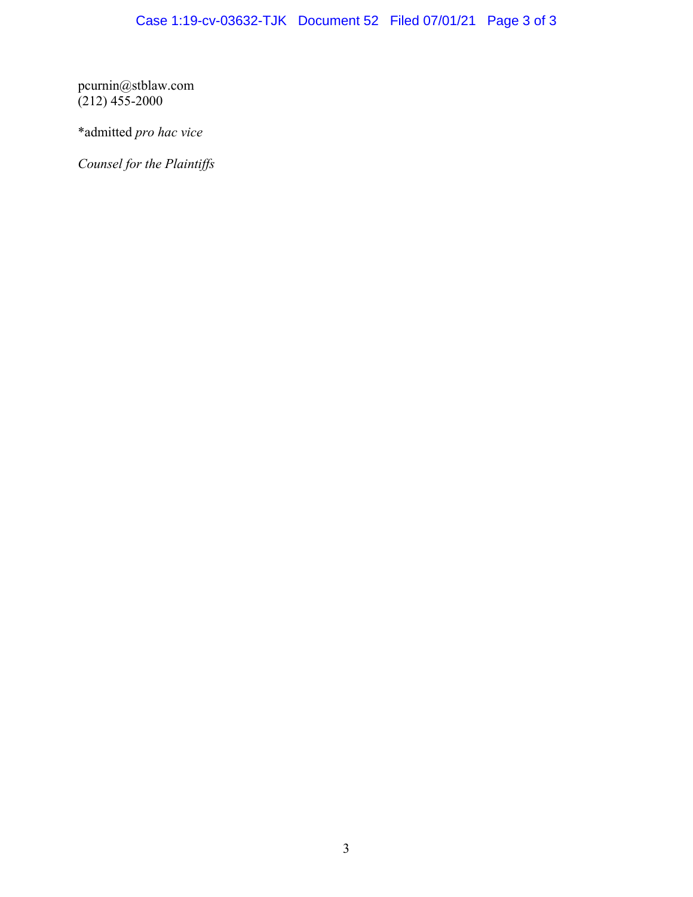pcurnin@stblaw.com
(212) 455-2000

*admitted *pro hac vice*

*Counsel for the Plaintiffs*